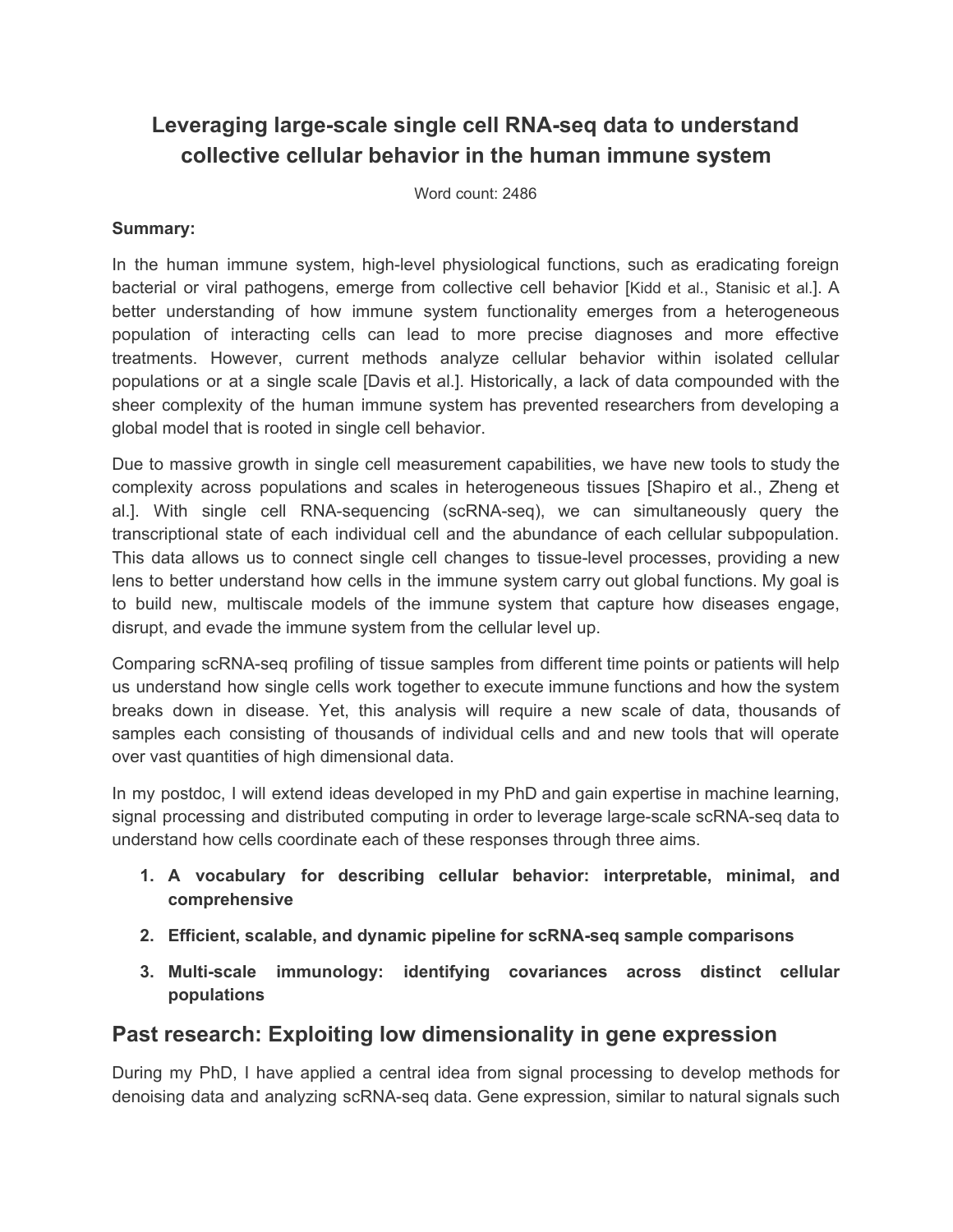# Leveraging large-scale single cell RNA-seq data to understand collective cellular behavior in the human immune system

Word count: 2486

**Summary:**

In the human immune system, high-level physiological functions, such as eradicating foreign bacterial or viral pathogens, emerge from collective cell behavior [Kidd et al., Stanisic et al.]. A better understanding of how immune system functionality emerges from a heterogeneous population of interacting cells can lead to more precise diagnoses and more effective treatments. However, current methods analyze cellular behavior within isolated cellular populations or at a single scale [Davis et al.]. Historically, a lack of data compounded with the sheer complexity of the human immune system has prevented researchers from developing a global model that is rooted in single cell behavior.

Due to massive growth in single cell measurement capabilities, we have new tools to study the complexity across populations and scales in heterogeneous tissues [Shapiro et al., Zheng et al.]. With single cell RNA-sequencing (scRNA-seq), we can simultaneously query the transcriptional state of each individual cell and the abundance of each cellular subpopulation. This data allows us to connect single cell changes to tissue-level processes, providing a new lens to better understand how cells in the immune system carry out global functions. My goal is to build new, multiscale models of the immune system that capture how diseases engage, disrupt, and evade the immune system from the cellular level up.

Comparing scRNA-seq profiling of tissue samples from different time points or patients will help us understand how single cells work together to execute immune functions and how the system breaks down in disease. Yet, this analysis will require a new scale of data, thousands of samples each consisting of thousands of individual cells and and new tools that will operate over vast quantities of high dimensional data.

In my postdoc, I will extend ideas developed in my PhD and gain expertise in machine learning, signal processing and distributed computing in order to leverage large-scale scRNA-seq data to understand how cells coordinate each of these responses through three aims.

1. **A vocabulary for describing cellular behavior: interpretable, minimal, and comprehensive**
2. **Efficient, scalable, and dynamic pipeline for scRNA-seq sample comparisons**
3. **Multi-scale immunology: identifying covariances across distinct cellular populations**

## Past research: Exploiting low dimensionality in gene expression

During my PhD, I have applied a central idea from signal processing to develop methods for denoising data and analyzing scRNA-seq data. Gene expression, similar to natural signals such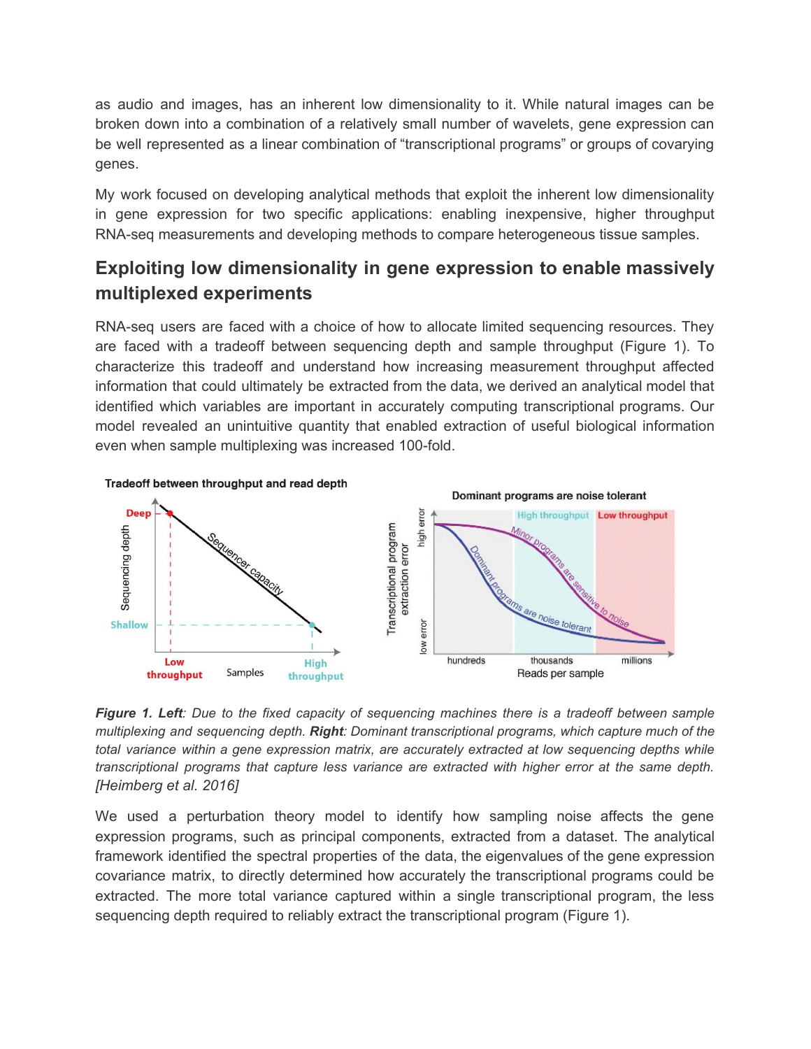as audio and images, has an inherent low dimensionality to it. While natural images can be broken down into a combination of a relatively small number of wavelets, gene expression can be well represented as a linear combination of “transcriptional programs” or groups of covarying genes.

My work focused on developing analytical methods that exploit the inherent low dimensionality in gene expression for two specific applications: enabling inexpensive, higher throughput RNA-seq measurements and developing methods to compare heterogeneous tissue samples.

## Exploiting low dimensionality in gene expression to enable massively multiplexed experiments

RNA-seq users are faced with a choice of how to allocate limited sequencing resources. They are faced with a tradeoff between sequencing depth and sample throughput (Figure 1). To characterize this tradeoff and understand how increasing measurement throughput affected information that could ultimately be extracted from the data, we derived an analytical model that identified which variables are important in accurately computing transcriptional programs. Our model revealed an unintuitive quantity that enabled extraction of useful biological information even when sample multiplexing was increased 100-fold.

***Figure 1. Left****: Due to the fixed capacity of sequencing machines there is a tradeoff between sample multiplexing and sequencing depth.* ***Right****: Dominant transcriptional programs, which capture much of the total variance within a gene expression matrix, are accurately extracted at low sequencing depths while transcriptional programs that capture less variance are extracted with higher error at the same depth. [Heimberg et al. 2016]*

We used a perturbation theory model to identify how sampling noise affects the gene expression programs, such as principal components, extracted from a dataset. The analytical framework identified the spectral properties of the data, the eigenvalues of the gene expression covariance matrix, to directly determined how accurately the transcriptional programs could be extracted. The more total variance captured within a single transcriptional program, the less sequencing depth required to reliably extract the transcriptional program (Figure 1).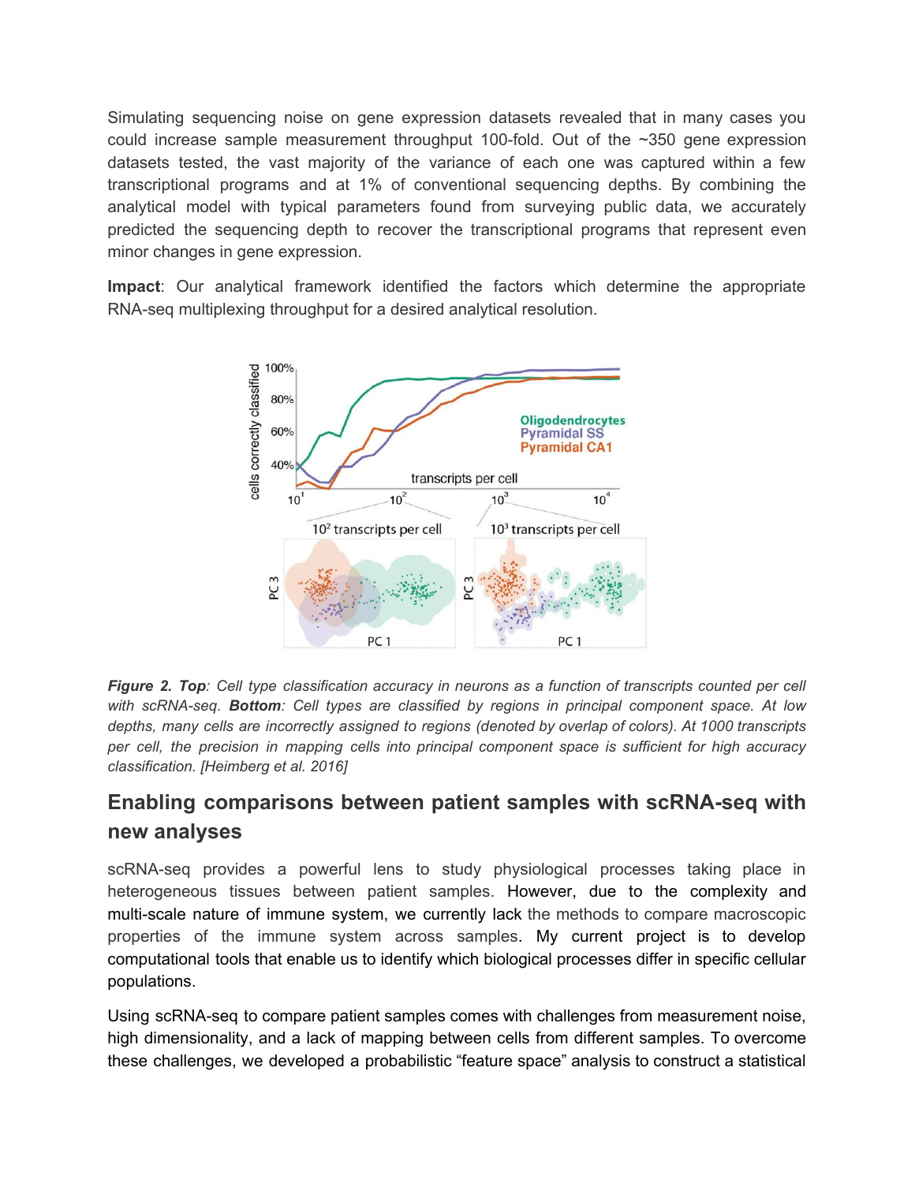Simulating sequencing noise on gene expression datasets revealed that in many cases you could increase sample measurement throughput 100-fold. Out of the ~350 gene expression datasets tested, the vast majority of the variance of each one was captured within a few transcriptional programs and at 1% of conventional sequencing depths. By combining the analytical model with typical parameters found from surveying public data, we accurately predicted the sequencing depth to recover the transcriptional programs that represent even minor changes in gene expression.

**Impact**: Our analytical framework identified the factors which determine the appropriate RNA-seq multiplexing throughput for a desired analytical resolution.

***Figure 2. Top****: Cell type classification accuracy in neurons as a function of transcripts counted per cell with scRNA-seq.* ***Bottom****: Cell types are classified by regions in principal component space. At low depths, many cells are incorrectly assigned to regions (denoted by overlap of colors). At 1000 transcripts per cell, the precision in mapping cells into principal component space is sufficient for high accuracy classification. [Heimberg et al. 2016]*

## Enabling comparisons between patient samples with scRNA-seq with new analyses

scRNA-seq provides a powerful lens to study physiological processes taking place in heterogeneous tissues between patient samples. However, due to the complexity and multi-scale nature of immune system, we currently lack the methods to compare macroscopic properties of the immune system across samples. My current project is to develop computational tools that enable us to identify which biological processes differ in specific cellular populations.

Using scRNA-seq to compare patient samples comes with challenges from measurement noise, high dimensionality, and a lack of mapping between cells from different samples. To overcome these challenges, we developed a probabilistic "feature space" analysis to construct a statistical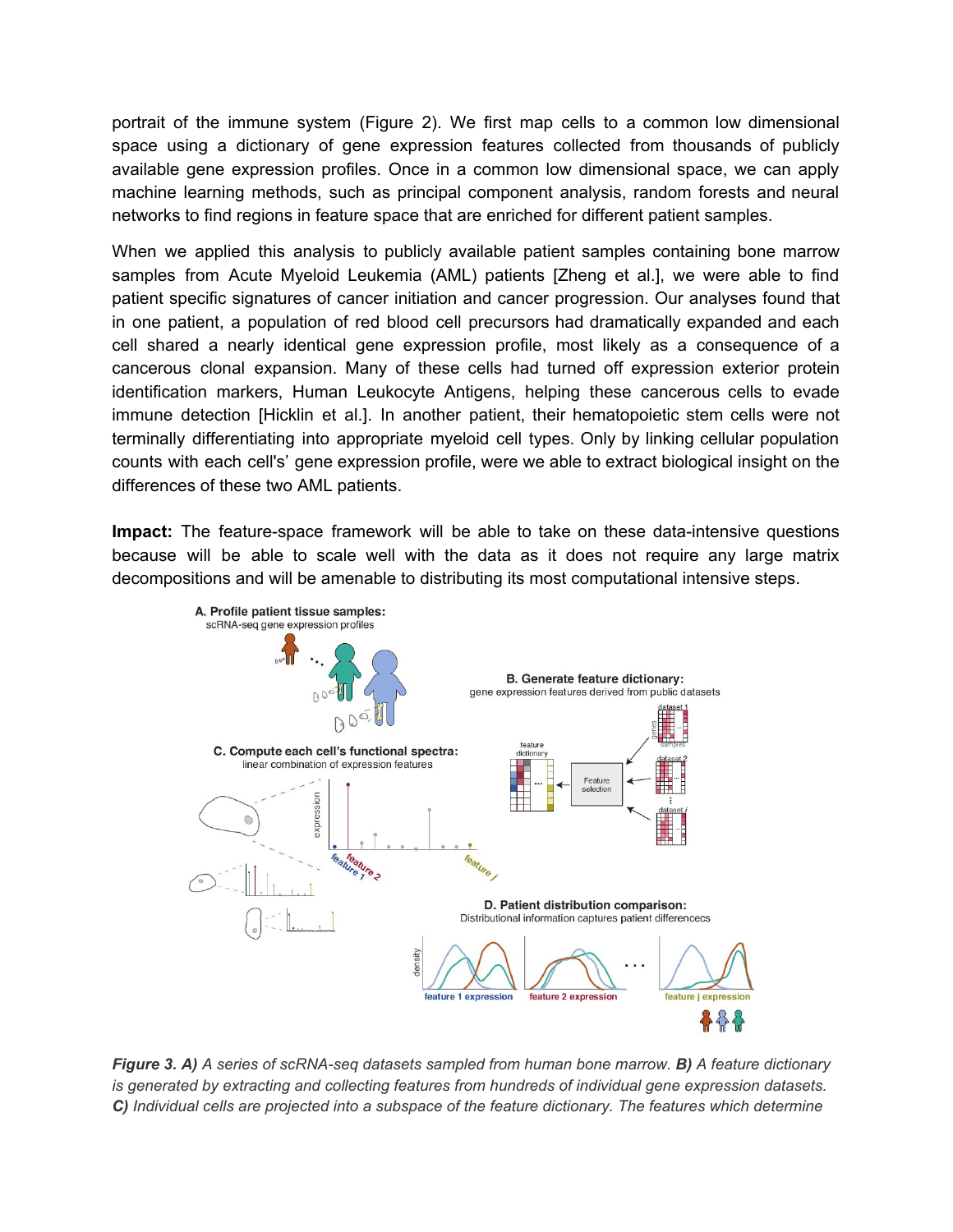portrait of the immune system (Figure 2). We first map cells to a common low dimensional space using a dictionary of gene expression features collected from thousands of publicly available gene expression profiles. Once in a common low dimensional space, we can apply machine learning methods, such as principal component analysis, random forests and neural networks to find regions in feature space that are enriched for different patient samples.

When we applied this analysis to publicly available patient samples containing bone marrow samples from Acute Myeloid Leukemia (AML) patients [Zheng et al.], we were able to find patient specific signatures of cancer initiation and cancer progression. Our analyses found that in one patient, a population of red blood cell precursors had dramatically expanded and each cell shared a nearly identical gene expression profile, most likely as a consequence of a cancerous clonal expansion. Many of these cells had turned off expression exterior protein identification markers, Human Leukocyte Antigens, helping these cancerous cells to evade immune detection [Hicklin et al.]. In another patient, their hematopoietic stem cells were not terminally differentiating into appropriate myeloid cell types. Only by linking cellular population counts with each cell's' gene expression profile, were we able to extract biological insight on the differences of these two AML patients.

**Impact:** The feature-space framework will be able to take on these data-intensive questions because will be able to scale well with the data as it does not require any large matrix decompositions and will be amenable to distributing its most computational intensive steps.

*__Figure 3. A)__ A series of scRNA-seq datasets sampled from human bone marrow. __B)__ A feature dictionary is generated by extracting and collecting features from hundreds of individual gene expression datasets. __C)__ Individual cells are projected into a subspace of the feature dictionary. The features which determine*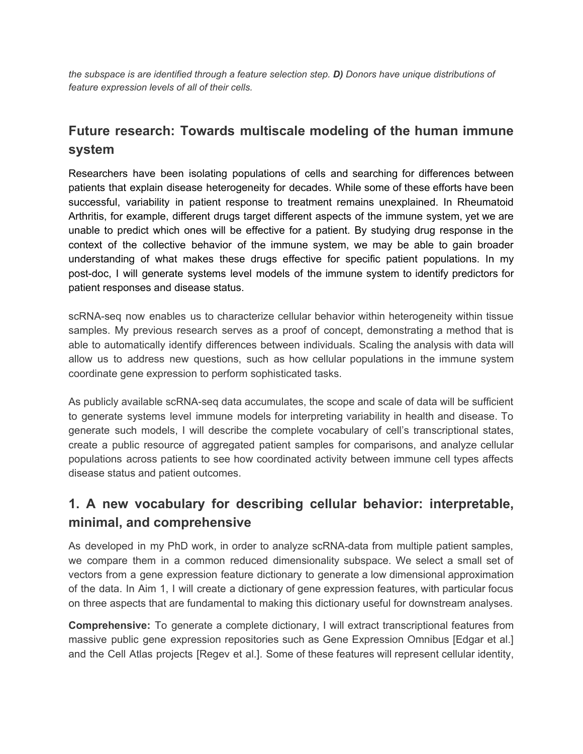*the subspace is are identified through a feature selection step.* ***D)*** *Donors have unique distributions of feature expression levels of all of their cells.*

## Future research: Towards multiscale modeling of the human immune system

Researchers have been isolating populations of cells and searching for differences between patients that explain disease heterogeneity for decades. While some of these efforts have been successful, variability in patient response to treatment remains unexplained. In Rheumatoid Arthritis, for example, different drugs target different aspects of the immune system, yet we are unable to predict which ones will be effective for a patient. By studying drug response in the context of the collective behavior of the immune system, we may be able to gain broader understanding of what makes these drugs effective for specific patient populations. In my post-doc, I will generate systems level models of the immune system to identify predictors for patient responses and disease status.

scRNA-seq now enables us to characterize cellular behavior within heterogeneity within tissue samples. My previous research serves as a proof of concept, demonstrating a method that is able to automatically identify differences between individuals. Scaling the analysis with data will allow us to address new questions, such as how cellular populations in the immune system coordinate gene expression to perform sophisticated tasks.

As publicly available scRNA-seq data accumulates, the scope and scale of data will be sufficient to generate systems level immune models for interpreting variability in health and disease. To generate such models, I will describe the complete vocabulary of cell's transcriptional states, create a public resource of aggregated patient samples for comparisons, and analyze cellular populations across patients to see how coordinated activity between immune cell types affects disease status and patient outcomes.

## 1. A new vocabulary for describing cellular behavior: interpretable, minimal, and comprehensive

As developed in my PhD work, in order to analyze scRNA-data from multiple patient samples, we compare them in a common reduced dimensionality subspace. We select a small set of vectors from a gene expression feature dictionary to generate a low dimensional approximation of the data. In Aim 1, I will create a dictionary of gene expression features, with particular focus on three aspects that are fundamental to making this dictionary useful for downstream analyses.

**Comprehensive:** To generate a complete dictionary, I will extract transcriptional features from massive public gene expression repositories such as Gene Expression Omnibus [Edgar et al.] and the Cell Atlas projects [Regev et al.]. Some of these features will represent cellular identity,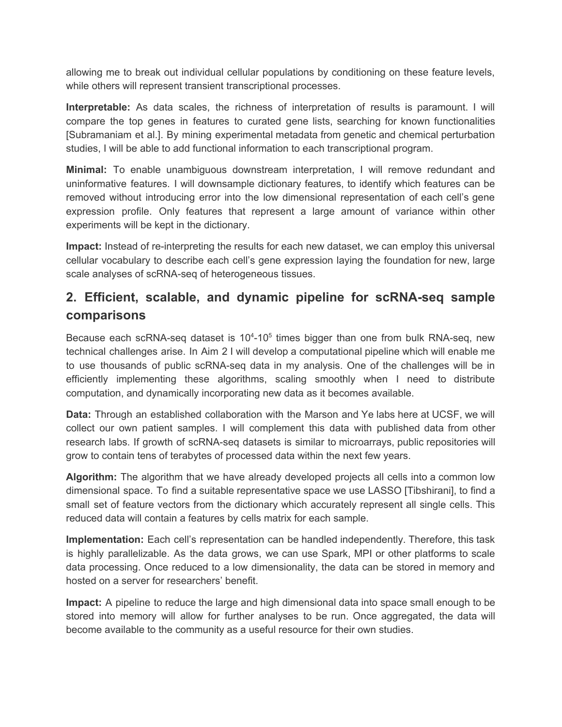allowing me to break out individual cellular populations by conditioning on these feature levels, while others will represent transient transcriptional processes.

**Interpretable:** As data scales, the richness of interpretation of results is paramount. I will compare the top genes in features to curated gene lists, searching for known functionalities [Subramaniam et al.]. By mining experimental metadata from genetic and chemical perturbation studies, I will be able to add functional information to each transcriptional program.

**Minimal:** To enable unambiguous downstream interpretation, I will remove redundant and uninformative features. I will downsample dictionary features, to identify which features can be removed without introducing error into the low dimensional representation of each cell's gene expression profile. Only features that represent a large amount of variance within other experiments will be kept in the dictionary.

**Impact:** Instead of re-interpreting the results for each new dataset, we can employ this universal cellular vocabulary to describe each cell's gene expression laying the foundation for new, large scale analyses of scRNA-seq of heterogeneous tissues.

## 2. Efficient, scalable, and dynamic pipeline for scRNA-seq sample comparisons

Because each scRNA-seq dataset is $10^4$-$10^5$ times bigger than one from bulk RNA-seq, new technical challenges arise. In Aim 2 I will develop a computational pipeline which will enable me to use thousands of public scRNA-seq data in my analysis. One of the challenges will be in efficiently implementing these algorithms, scaling smoothly when I need to distribute computation, and dynamically incorporating new data as it becomes available.

**Data:** Through an established collaboration with the Marson and Ye labs here at UCSF, we will collect our own patient samples. I will complement this data with published data from other research labs. If growth of scRNA-seq datasets is similar to microarrays, public repositories will grow to contain tens of terabytes of processed data within the next few years.

**Algorithm:** The algorithm that we have already developed projects all cells into a common low dimensional space. To find a suitable representative space we use LASSO [Tibshirani], to find a small set of feature vectors from the dictionary which accurately represent all single cells. This reduced data will contain a features by cells matrix for each sample.

**Implementation:** Each cell's representation can be handled independently. Therefore, this task is highly parallelizable. As the data grows, we can use Spark, MPI or other platforms to scale data processing. Once reduced to a low dimensionality, the data can be stored in memory and hosted on a server for researchers' benefit.

**Impact:** A pipeline to reduce the large and high dimensional data into space small enough to be stored into memory will allow for further analyses to be run. Once aggregated, the data will become available to the community as a useful resource for their own studies.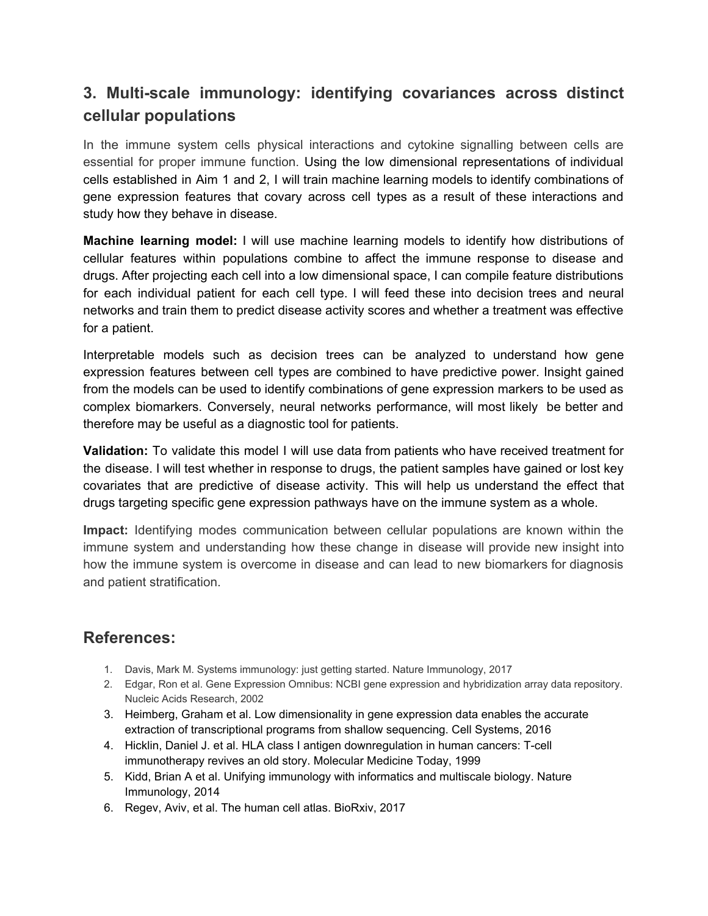## 3. Multi-scale immunology: identifying covariances across distinct cellular populations

In the immune system cells physical interactions and cytokine signalling between cells are essential for proper immune function. Using the low dimensional representations of individual cells established in Aim 1 and 2, I will train machine learning models to identify combinations of gene expression features that covary across cell types as a result of these interactions and study how they behave in disease.

**Machine learning model:** I will use machine learning models to identify how distributions of cellular features within populations combine to affect the immune response to disease and drugs. After projecting each cell into a low dimensional space, I can compile feature distributions for each individual patient for each cell type. I will feed these into decision trees and neural networks and train them to predict disease activity scores and whether a treatment was effective for a patient.

Interpretable models such as decision trees can be analyzed to understand how gene expression features between cell types are combined to have predictive power. Insight gained from the models can be used to identify combinations of gene expression markers to be used as complex biomarkers. Conversely, neural networks performance, will most likely be better and therefore may be useful as a diagnostic tool for patients.

**Validation:** To validate this model I will use data from patients who have received treatment for the disease. I will test whether in response to drugs, the patient samples have gained or lost key covariates that are predictive of disease activity. This will help us understand the effect that drugs targeting specific gene expression pathways have on the immune system as a whole.

**Impact:** Identifying modes communication between cellular populations are known within the immune system and understanding how these change in disease will provide new insight into how the immune system is overcome in disease and can lead to new biomarkers for diagnosis and patient stratification.

## References:

1. Davis, Mark M. Systems immunology: just getting started. Nature Immunology, 2017
2. Edgar, Ron et al. Gene Expression Omnibus: NCBI gene expression and hybridization array data repository. Nucleic Acids Research, 2002
3. Heimberg, Graham et al. Low dimensionality in gene expression data enables the accurate extraction of transcriptional programs from shallow sequencing. Cell Systems, 2016
4. Hicklin, Daniel J. et al. HLA class I antigen downregulation in human cancers: T-cell immunotherapy revives an old story. Molecular Medicine Today, 1999
5. Kidd, Brian A et al. Unifying immunology with informatics and multiscale biology. Nature Immunology, 2014
6. Regev, Aviv, et al. The human cell atlas. BioRxiv, 2017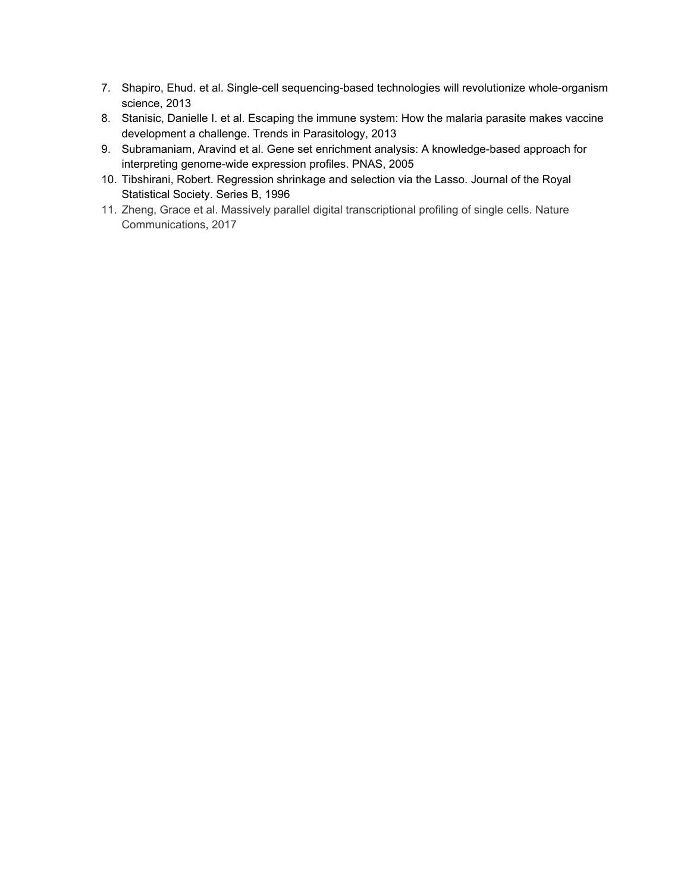7. Shapiro, Ehud. et al. Single-cell sequencing-based technologies will revolutionize whole-organism science, 2013
8. Stanisic, Danielle I. et al. Escaping the immune system: How the malaria parasite makes vaccine development a challenge. Trends in Parasitology, 2013
9. Subramaniam, Aravind et al. Gene set enrichment analysis: A knowledge-based approach for interpreting genome-wide expression profiles. PNAS, 2005
10. Tibshirani, Robert. Regression shrinkage and selection via the Lasso. Journal of the Royal Statistical Society. Series B, 1996
11. Zheng, Grace et al. Massively parallel digital transcriptional profiling of single cells. Nature Communications, 2017